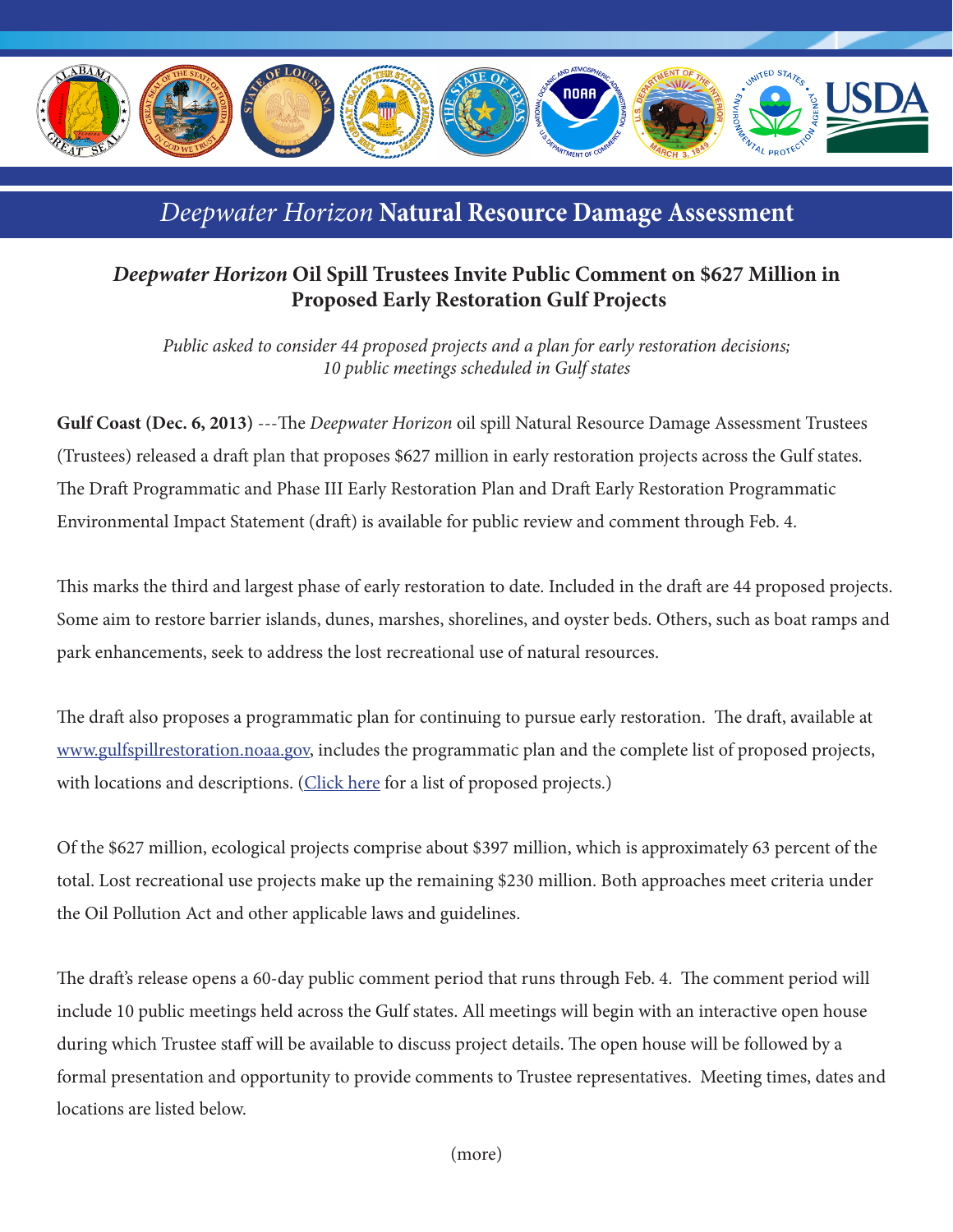# *Deepwater Horizon* Natural Resource Damage Assessment

## ***Deepwater Horizon*** **Oil Spill Trustees Invite Public Comment on $627 Million in Proposed Early Restoration Gulf Projects**

*Public asked to consider 44 proposed projects and a plan for early restoration decisions; 10 public meetings scheduled in Gulf states*

**Gulf Coast (Dec. 6, 2013)** ---The *Deepwater Horizon* oil spill Natural Resource Damage Assessment Trustees (Trustees) released a draft plan that proposes $627 million in early restoration projects across the Gulf states. The Draft Programmatic and Phase III Early Restoration Plan and Draft Early Restoration Programmatic Environmental Impact Statement (draft) is available for public review and comment through Feb. 4.

This marks the third and largest phase of early restoration to date. Included in the draft are 44 proposed projects. Some aim to restore barrier islands, dunes, marshes, shorelines, and oyster beds. Others, such as boat ramps and park enhancements, seek to address the lost recreational use of natural resources.

The draft also proposes a programmatic plan for continuing to pursue early restoration. The draft, available at [www.gulfspillrestoration.noaa.gov](http://www.gulfspillrestoration.noaa.gov), includes the programmatic plan and the complete list of proposed projects, with locations and descriptions. ([Click here]() for a list of proposed projects.)

Of the $627 million, ecological projects comprise about $397 million, which is approximately 63 percent of the total. Lost recreational use projects make up the remaining $230 million. Both approaches meet criteria under the Oil Pollution Act and other applicable laws and guidelines.

The draft's release opens a 60-day public comment period that runs through Feb. 4. The comment period will include 10 public meetings held across the Gulf states. All meetings will begin with an interactive open house during which Trustee staff will be available to discuss project details. The open house will be followed by a formal presentation and opportunity to provide comments to Trustee representatives. Meeting times, dates and locations are listed below.

(more)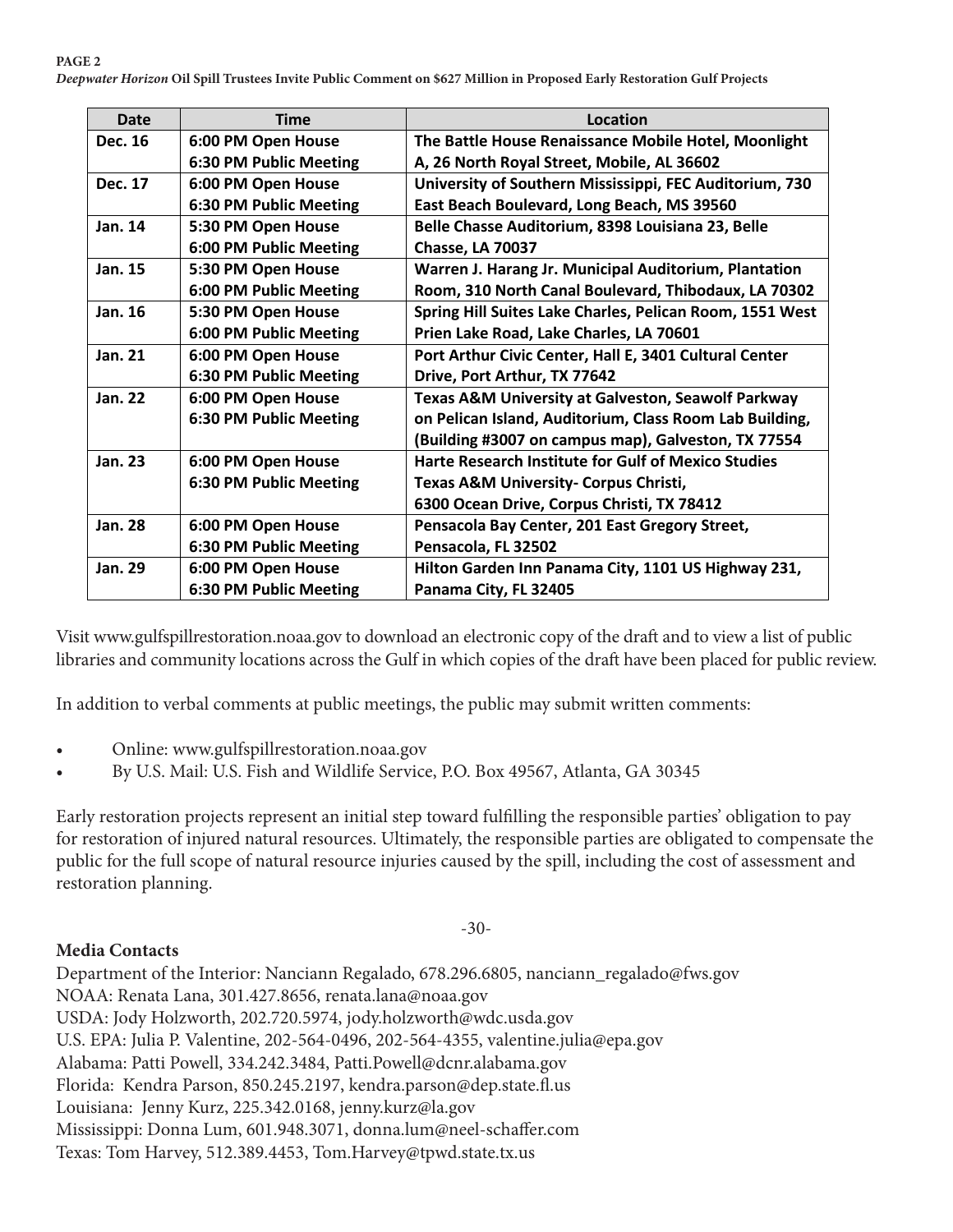| Date | Time | Location |
|---|---|---|
| Dec. 16 | 6:00 PM Open House<br>6:30 PM Public Meeting | The Battle House Renaissance Mobile Hotel, Moonlight A, 26 North Royal Street, Mobile, AL 36602 |
| Dec. 17 | 6:00 PM Open House<br>6:30 PM Public Meeting | University of Southern Mississippi, FEC Auditorium, 730 East Beach Boulevard, Long Beach, MS 39560 |
| Jan. 14 | 5:30 PM Open House<br>6:00 PM Public Meeting | Belle Chasse Auditorium, 8398 Louisiana 23, Belle Chasse, LA 70037 |
| Jan. 15 | 5:30 PM Open House<br>6:00 PM Public Meeting | Warren J. Harang Jr. Municipal Auditorium, Plantation Room, 310 North Canal Boulevard, Thibodaux, LA 70302 |
| Jan. 16 | 5:30 PM Open House<br>6:00 PM Public Meeting | Spring Hill Suites Lake Charles, Pelican Room, 1551 West Prien Lake Road, Lake Charles, LA 70601 |
| Jan. 21 | 6:00 PM Open House<br>6:30 PM Public Meeting | Port Arthur Civic Center, Hall E, 3401 Cultural Center Drive, Port Arthur, TX 77642 |
| Jan. 22 | 6:00 PM Open House<br>6:30 PM Public Meeting | Texas A&M University at Galveston, Seawolf Parkway on Pelican Island, Auditorium, Class Room Lab Building, (Building #3007 on campus map), Galveston, TX 77554 |
| Jan. 23 | 6:00 PM Open House<br>6:30 PM Public Meeting | Harte Research Institute for Gulf of Mexico Studies Texas A&M University- Corpus Christi, 6300 Ocean Drive, Corpus Christi, TX 78412 |
| Jan. 28 | 6:00 PM Open House<br>6:30 PM Public Meeting | Pensacola Bay Center, 201 East Gregory Street, Pensacola, FL 32502 |
| Jan. 29 | 6:00 PM Open House<br>6:30 PM Public Meeting | Hilton Garden Inn Panama City, 1101 US Highway 231, Panama City, FL 32405 |

Visit www.gulfspillrestoration.noaa.gov to download an electronic copy of the draft and to view a list of public libraries and community locations across the Gulf in which copies of the draft have been placed for public review.

In addition to verbal comments at public meetings, the public may submit written comments:

- Online: www.gulfspillrestoration.noaa.gov
- By U.S. Mail: U.S. Fish and Wildlife Service, P.O. Box 49567, Atlanta, GA 30345

Early restoration projects represent an initial step toward fulfilling the responsible parties' obligation to pay for restoration of injured natural resources. Ultimately, the responsible parties are obligated to compensate the public for the full scope of natural resource injuries caused by the spill, including the cost of assessment and restoration planning.

-30-

**Media Contacts**

Department of the Interior: Nanciann Regalado, 678.296.6805, nanciann_regalado@fws.gov
NOAA: Renata Lana, 301.427.8656, renata.lana@noaa.gov
USDA: Jody Holzworth, 202.720.5974, jody.holzworth@wdc.usda.gov
U.S. EPA: Julia P. Valentine, 202-564-0496, 202-564-4355, valentine.julia@epa.gov
Alabama: Patti Powell, 334.242.3484, Patti.Powell@dcnr.alabama.gov
Florida: Kendra Parson, 850.245.2197, kendra.parson@dep.state.fl.us
Louisiana: Jenny Kurz, 225.342.0168, jenny.kurz@la.gov
Mississippi: Donna Lum, 601.948.3071, donna.lum@neel-schaffer.com
Texas: Tom Harvey, 512.389.4453, Tom.Harvey@tpwd.state.tx.us